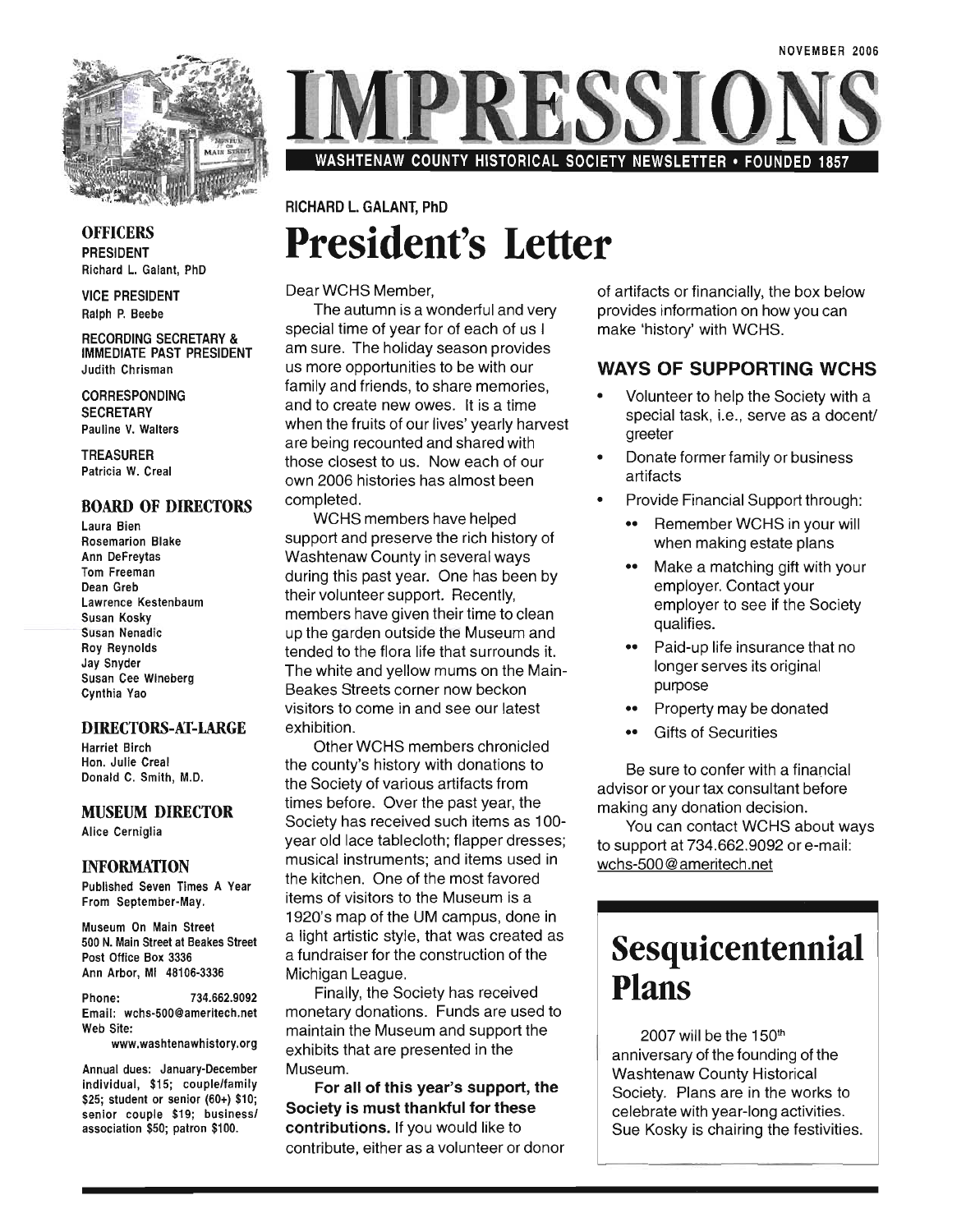NOVEMBER 2006

# IMPRESSIONS

WASHTENAW COUNTY HISTORICAL SOCIETY NEWSLETTER • FOUNDED 1857

**OFFICERS**

PRESIDENT
Richard L. Galant, PhD

VICE PRESIDENT
Ralph P. Beebe

RECORDING SECRETARY & IMMEDIATE PAST PRESIDENT
Judith Chrisman

CORRESPONDING SECRETARY
Pauline V. Walters

TREASURER
Patricia W. Creal

**BOARD OF DIRECTORS**

Laura Bien
Rosemarion Blake
Ann DeFreytas
Tom Freeman
Dean Greb
Lawrence Kestenbaum
Susan Kosky
Susan Nenadic
Roy Reynolds
Jay Snyder
Susan Cee Wineberg
Cynthia Yao

**DIRECTORS-AT-LARGE**

Harriet Birch
Hon. Julie Creal
Donald C. Smith, M.D.

**MUSEUM DIRECTOR**

Alice Cerniglia

**INFORMATION**

Published Seven Times A Year From September-May.

Museum On Main Street
500 N. Main Street at Beakes Street
Post Office Box 3336
Ann Arbor, MI 48106-3336

Phone: 734.662.9092
Email: wchs-500@ameritech.net
Web Site: www.washtenawhistory.org

Annual dues: January-December individual, $15; couple/family $25; student or senior (60+) $10; senior couple $19; business/association $50; patron $100.

RICHARD L. GALANT, PhD

# President's Letter

Dear WCHS Member,

The autumn is a wonderful and very special time of year for of each of us I am sure. The holiday season provides us more opportunities to be with our family and friends, to share memories, and to create new owes. It is a time when the fruits of our lives' yearly harvest are being recounted and shared with those closest to us. Now each of our own 2006 histories has almost been completed.

WCHS members have helped support and preserve the rich history of Washtenaw County in several ways during this past year. One has been by their volunteer support. Recently, members have given their time to clean up the garden outside the Museum and tended to the flora life that surrounds it. The white and yellow mums on the Main-Beakes Streets corner now beckon visitors to come in and see our latest exhibition.

Other WCHS members chronicled the county's history with donations to the Society of various artifacts from times before. Over the past year, the Society has received such items as 100-year old lace tablecloth; flapper dresses; musical instruments; and items used in the kitchen. One of the most favored items of visitors to the Museum is a 1920's map of the UM campus, done in a light artistic style, that was created as a fundraiser for the construction of the Michigan League.

Finally, the Society has received monetary donations. Funds are used to maintain the Museum and support the exhibits that are presented in the Museum.

**For all of this year's support, the Society is must thankful for these contributions.** If you would like to contribute, either as a volunteer or donor of artifacts or financially, the box below provides information on how you can make 'history' with WCHS.

## WAYS OF SUPPORTING WCHS

- Volunteer to help the Society with a special task, i.e., serve as a docent/greeter
- Donate former family or business artifacts
- Provide Financial Support through:
  - Remember WCHS in your will when making estate plans
  - Make a matching gift with your employer. Contact your employer to see if the Society qualifies.
  - Paid-up life insurance that no longer serves its original purpose
  - Property may be donated
  - Gifts of Securities

Be sure to confer with a financial advisor or your tax consultant before making any donation decision.

You can contact WCHS about ways to support at 734.662.9092 or e-mail: wchs-500@ameritech.net

# Sesquicentennial Plans

2007 will be the 150th anniversary of the founding of the Washtenaw County Historical Society. Plans are in the works to celebrate with year-long activities. Sue Kosky is chairing the festivities.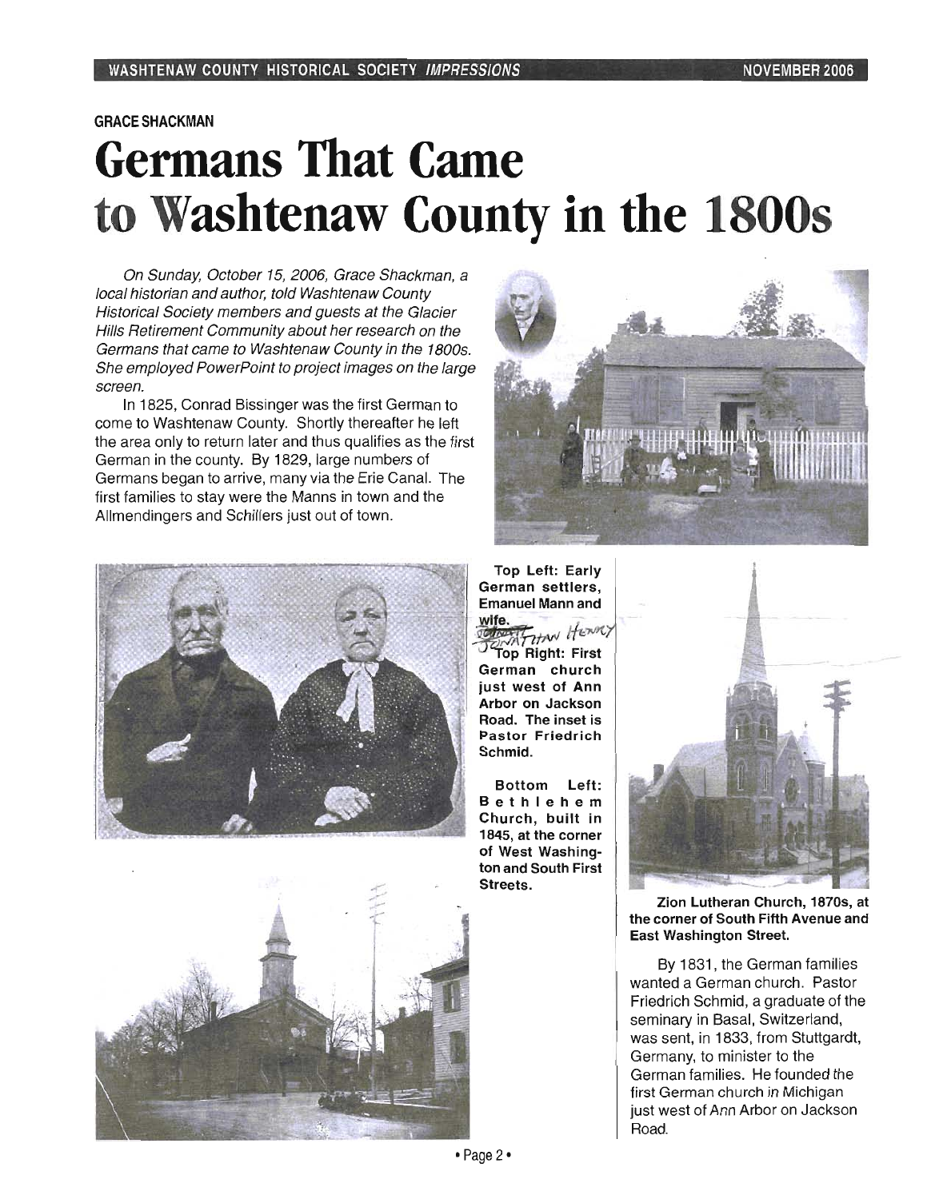GRACE SHACKMAN

# Germans That Came to Washtenaw County in the 1800s

*On Sunday, October 15, 2006, Grace Shackman, a local historian and author, told Washtenaw County Historical Society members and guests at the Glacier Hills Retirement Community about her research on the Germans that came to Washtenaw County in the 1800s. She employed PowerPoint to project images on the large screen.*

In 1825, Conrad Bissinger was the first German to come to Washtenaw County. Shortly thereafter he left the area only to return later and thus qualifies as the first German in the county. By 1829, large numbers of Germans began to arrive, many via the Erie Canal. The first families to stay were the Manns in town and the Allmendingers and Schillers just out of town.

**Top Left: Early German settlers, Emanuel Mann and wife.**

JONATHAN HENRY

**Top Right: First German church just west of Ann Arbor on Jackson Road. The inset is Pastor Friedrich Schmid.**

**Bottom Left: Bethlehem Church, built in 1845, at the corner of West Washington and South First Streets.**

**Zion Lutheran Church, 1870s, at the corner of South Fifth Avenue and East Washington Street.**

By 1831, the German families wanted a German church. Pastor Friedrich Schmid, a graduate of the seminary in Basal, Switzerland, was sent, in 1833, from Stuttgardt, Germany, to minister to the German families. He founded the first German church in Michigan just west of Ann Arbor on Jackson Road.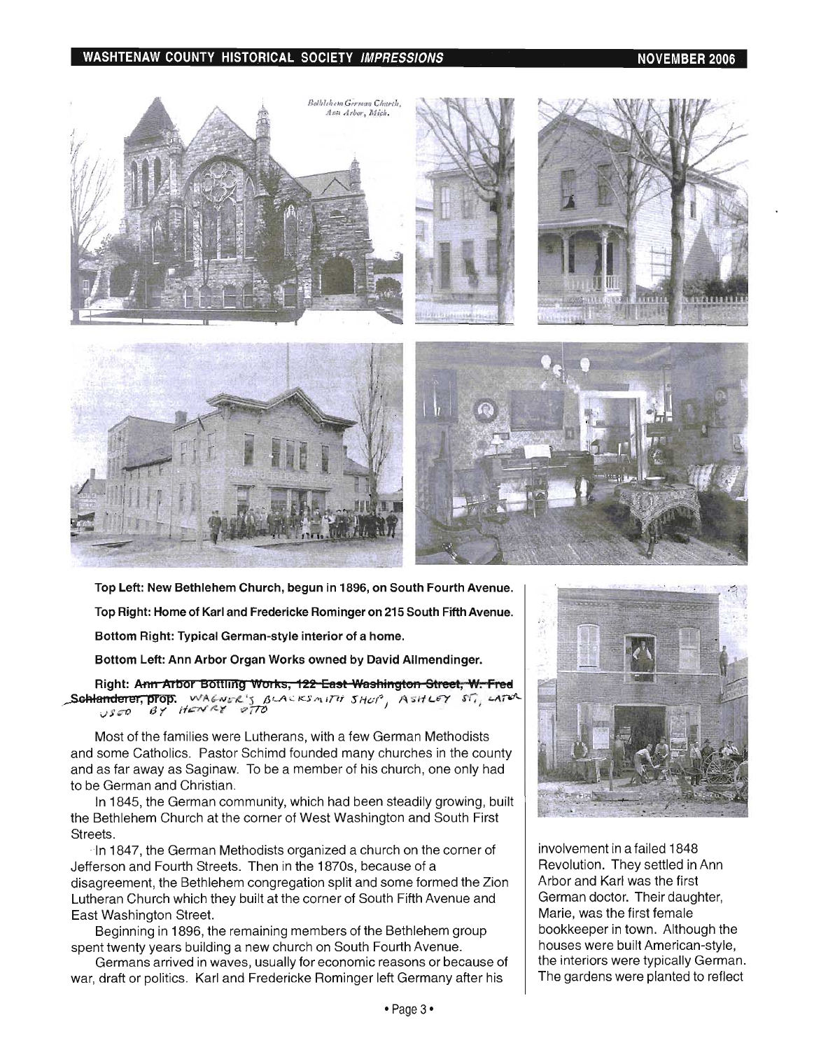Top Left: New Bethlehem Church, begun in 1896, on South Fourth Avenue.

Top Right: Home of Karl and Fredericke Rominger on 215 South Fifth Avenue.

Bottom Right: Typical German-style interior of a home.

Bottom Left: Ann Arbor Organ Works owned by David Allmendinger.

Right: ~~Ann Arbor Bottling Works, 122 East Washington Street, W. Fred Schlanderer, prop.~~ WAGNER'S BLACKSMITH SHOP, ASHLEY ST, LATER USED BY HENRY OTTO

Most of the families were Lutherans, with a few German Methodists and some Catholics. Pastor Schimd founded many churches in the county and as far away as Saginaw. To be a member of his church, one only had to be German and Christian.

In 1845, the German community, which had been steadily growing, built the Bethlehem Church at the corner of West Washington and South First Streets.

In 1847, the German Methodists organized a church on the corner of Jefferson and Fourth Streets. Then in the 1870s, because of a disagreement, the Bethlehem congregation split and some formed the Zion Lutheran Church which they built at the corner of South Fifth Avenue and East Washington Street.

Beginning in 1896, the remaining members of the Bethlehem group spent twenty years building a new church on South Fourth Avenue.

Germans arrived in waves, usually for economic reasons or because of war, draft or politics. Karl and Fredericke Rominger left Germany after his involvement in a failed 1848 Revolution. They settled in Ann Arbor and Karl was the first German doctor. Their daughter, Marie, was the first female bookkeeper in town. Although the houses were built American-style, the interiors were typically German. The gardens were planted to reflect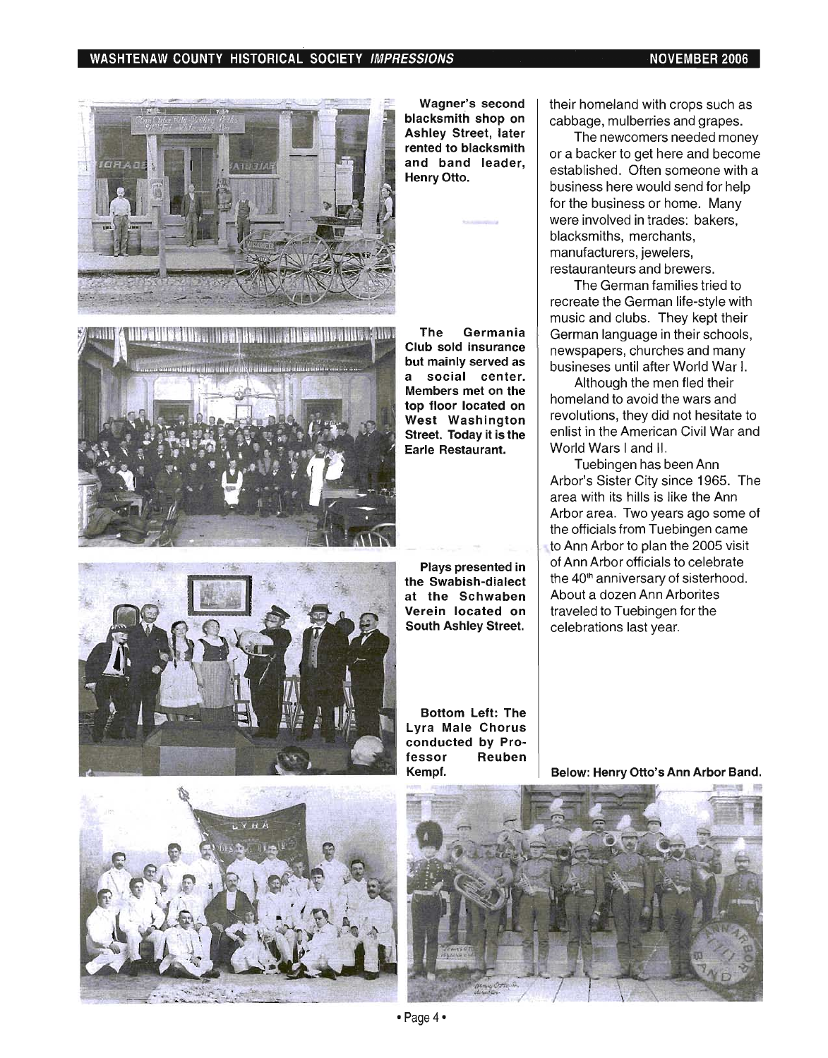**Wagner's second blacksmith shop on Ashley Street, later rented to blacksmith and band leader, Henry Otto.**

**The Germania Club sold insurance but mainly served as a social center. Members met on the top floor located on West Washington Street. Today it is the Earle Restaurant.**

**Plays presented in the Swabish-dialect at the Schwaben Verein located on South Ashley Street.**

**Bottom Left: The Lyra Male Chorus conducted by Professor Reuben Kempf.**

their homeland with crops such as cabbage, mulberries and grapes.

The newcomers needed money or a backer to get here and become established. Often someone with a business here would send for help for the business or home. Many were involved in trades: bakers, blacksmiths, merchants, manufacturers, jewelers, restauranteurs and brewers.

The German families tried to recreate the German life-style with music and clubs. They kept their German language in their schools, newspapers, churches and many businesses until after World War I.

Although the men fled their homeland to avoid the wars and revolutions, they did not hesitate to enlist in the American Civil War and World Wars I and II.

Tuebingen has been Ann Arbor's Sister City since 1965. The area with its hills is like the Ann Arbor area. Two years ago some of the officials from Tuebingen came to Ann Arbor to plan the 2005 visit of Ann Arbor officials to celebrate the 40th anniversary of sisterhood. About a dozen Ann Arborites traveled to Tuebingen for the celebrations last year.

**Below: Henry Otto's Ann Arbor Band.**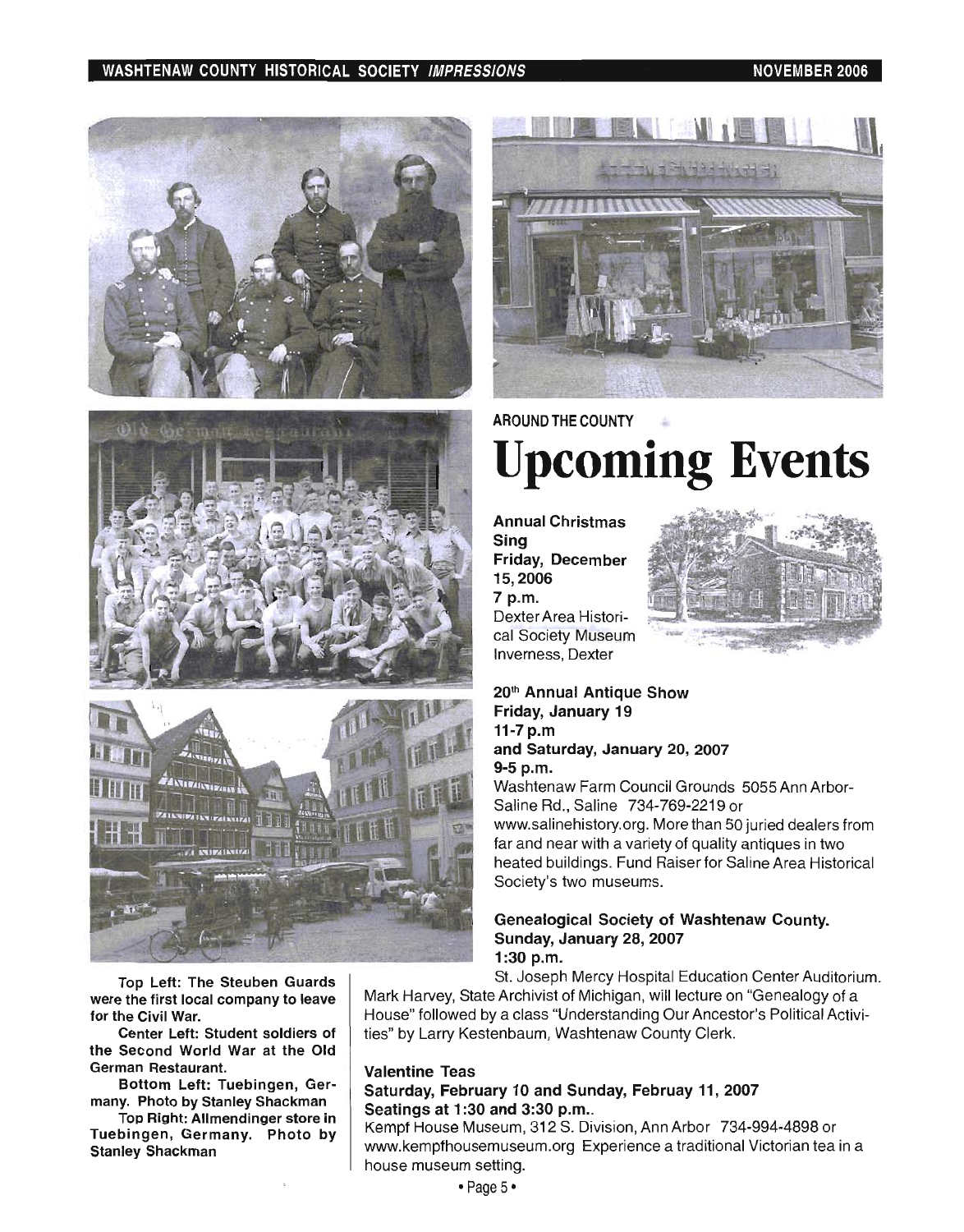Top Left: The Steuben Guards were the first local company to leave for the Civil War.

Center Left: Student soldiers of the Second World War at the Old German Restaurant.

Bottom Left: Tuebingen, Germany. Photo by Stanley Shackman

Top Right: Allmendinger store in Tuebingen, Germany. Photo by Stanley Shackman

AROUND THE COUNTY

# Upcoming Events

**Annual Christmas Sing**
**Friday, December 15, 2006**
**7 p.m.**
Dexter Area Historical Society Museum Inverness, Dexter

**20th Annual Antique Show**
**Friday, January 19**
**11-7 p.m**
**and Saturday, January 20, 2007**
**9-5 p.m.**
Washtenaw Farm Council Grounds 5055 Ann Arbor-Saline Rd., Saline 734-769-2219 or www.salinehistory.org. More than 50 juried dealers from far and near with a variety of quality antiques in two heated buildings. Fund Raiser for Saline Area Historical Society's two museums.

**Genealogical Society of Washtenaw County.**
**Sunday, January 28, 2007**
**1:30 p.m.**
St. Joseph Mercy Hospital Education Center Auditorium. Mark Harvey, State Archivist of Michigan, will lecture on "Genealogy of a House" followed by a class "Understanding Our Ancestor's Political Activities" by Larry Kestenbaum, Washtenaw County Clerk.

**Valentine Teas**
**Saturday, February 10 and Sunday, Februay 11, 2007**
**Seatings at 1:30 and 3:30 p.m..**
Kempf House Museum, 312 S. Division, Ann Arbor 734-994-4898 or www.kempfhousemuseum.org Experience a traditional Victorian tea in a house museum setting.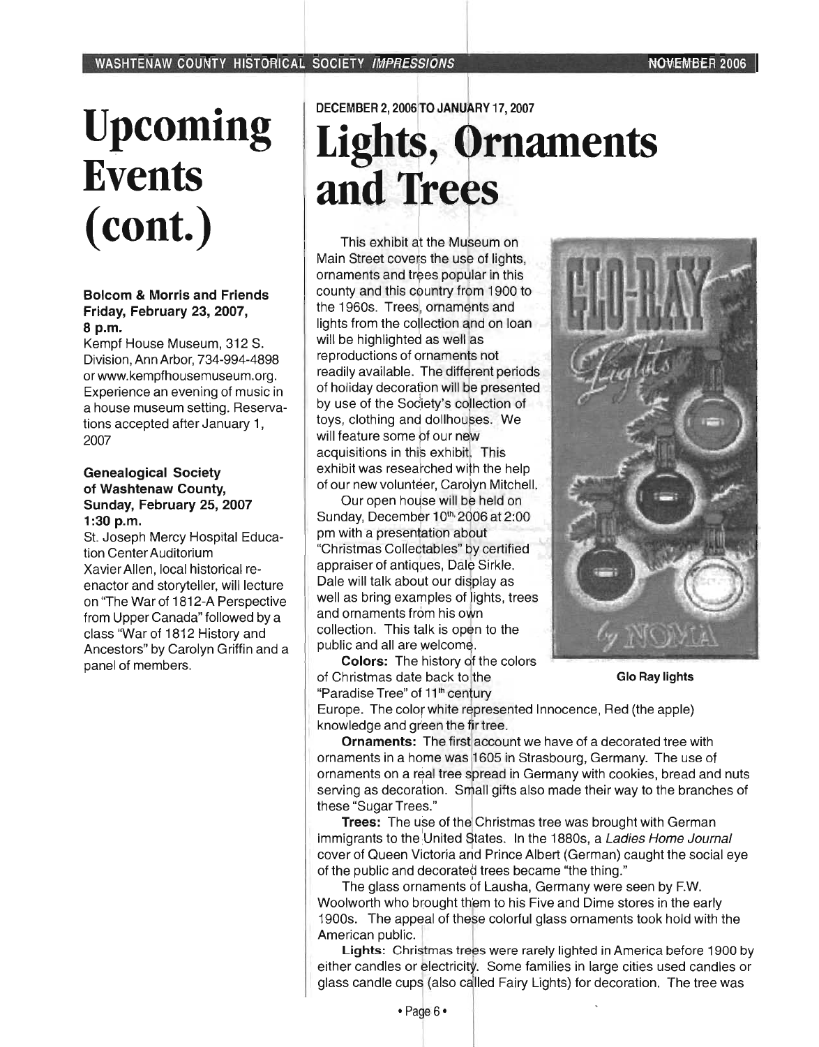# Upcoming Events (cont.)

**Bolcom & Morris and Friends Friday, February 23, 2007, 8 p.m.**

Kempf House Museum, 312 S. Division, Ann Arbor, 734-994-4898 or www.kempfhousemuseum.org. Experience an evening of music in a house museum setting. Reservations accepted after January 1, 2007

**Genealogical Society of Washtenaw County, Sunday, February 25, 2007 1:30 p.m.**

St. Joseph Mercy Hospital Education Center Auditorium

Xavier Allen, local historical re-enactor and storyteller, will lecture on "The War of 1812-A Perspective from Upper Canada" followed by a class "War of 1812 History and Ancestors" by Carolyn Griffin and a panel of members.

DECEMBER 2, 2006 TO JANUARY 17, 2007

# Lights, Ornaments and Trees

This exhibit at the Museum on Main Street covers the use of lights, ornaments and trees popular in this county and this country from 1900 to the 1960s. Trees, ornaments and lights from the collection and on loan will be highlighted as well as reproductions of ornaments not readily available. The different periods of holiday decoration will be presented by use of the Society's collection of toys, clothing and dollhouses. We will feature some of our new acquisitions in this exhibit. This exhibit was researched with the help of our new volunteer, Carolyn Mitchell.

Our open house will be held on Sunday, December 10th, 2006 at 2:00 pm with a presentation about "Christmas Collectables" by certified appraiser of antiques, Dale Sirkle. Dale will talk about our display as well as bring examples of lights, trees and ornaments from his own collection. This talk is open to the public and all are welcome.

Glo Ray lights

**Colors:** The history of the colors of Christmas date back to the "Paradise Tree" of 11th century Europe. The color white represented Innocence, Red (the apple) knowledge and green the fir tree.

**Ornaments:** The first account we have of a decorated tree with ornaments in a home was 1605 in Strasbourg, Germany. The use of ornaments on a real tree spread in Germany with cookies, bread and nuts serving as decoration. Small gifts also made their way to the branches of these "Sugar Trees."

**Trees:** The use of the Christmas tree was brought with German immigrants to the United States. In the 1880s, a *Ladies Home Journal* cover of Queen Victoria and Prince Albert (German) caught the social eye of the public and decorated trees became "the thing."

The glass ornaments of Lausha, Germany were seen by F.W. Woolworth who brought them to his Five and Dime stores in the early 1900s. The appeal of these colorful glass ornaments took hold with the American public.

**Lights:** Christmas trees were rarely lighted in America before 1900 by either candles or electricity. Some families in large cities used candles or glass candle cups (also called Fairy Lights) for decoration. The tree was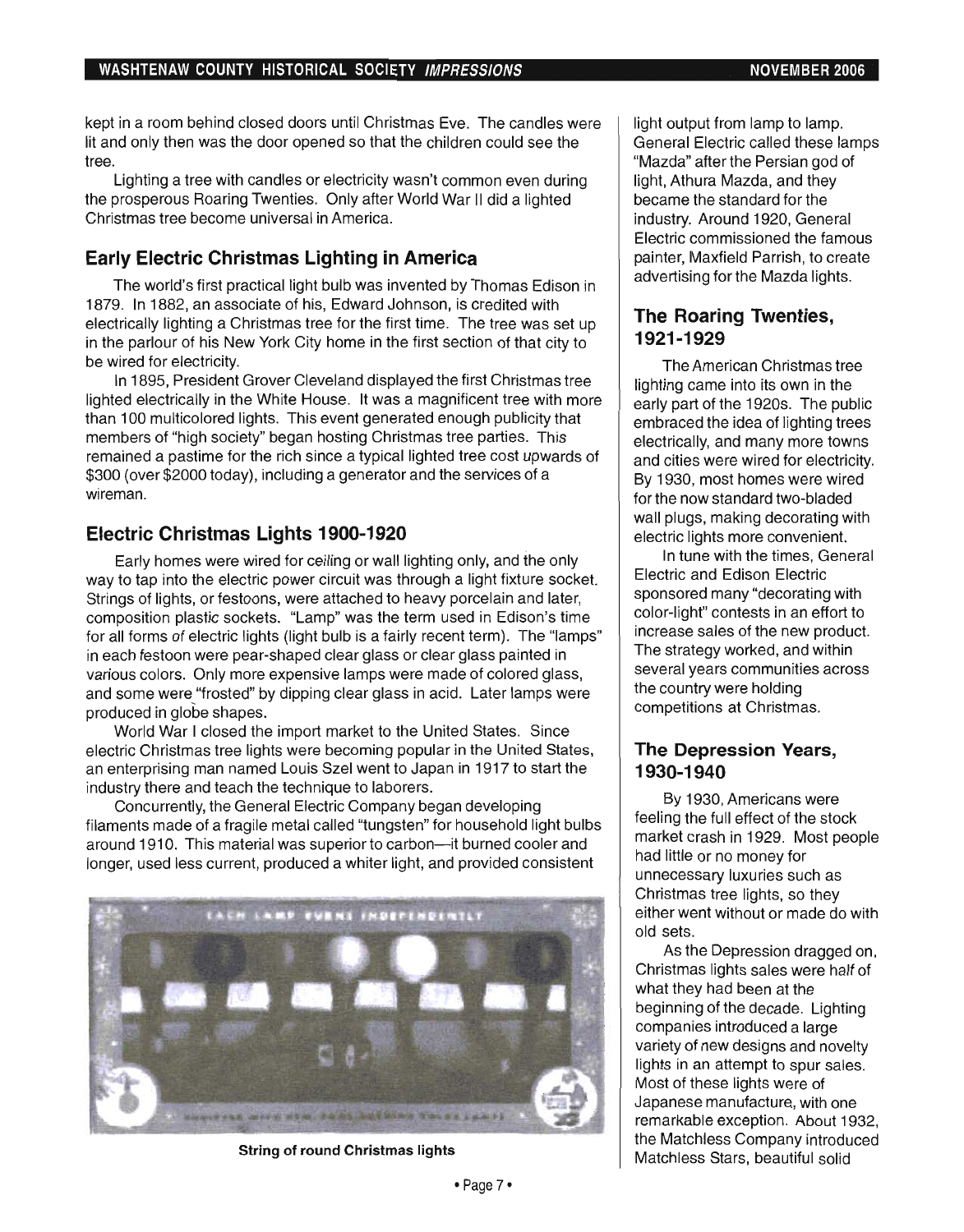kept in a room behind closed doors until Christmas Eve. The candles were lit and only then was the door opened so that the children could see the tree.

Lighting a tree with candles or electricity wasn't common even during the prosperous Roaring Twenties. Only after World War II did a lighted Christmas tree become universal in America.

## Early Electric Christmas Lighting in America

The world's first practical light bulb was invented by Thomas Edison in 1879. In 1882, an associate of his, Edward Johnson, is credited with electrically lighting a Christmas tree for the first time. The tree was set up in the parlour of his New York City home in the first section of that city to be wired for electricity.

In 1895, President Grover Cleveland displayed the first Christmas tree lighted electrically in the White House. It was a magnificent tree with more than 100 multicolored lights. This event generated enough publicity that members of "high society" began hosting Christmas tree parties. This remained a pastime for the rich since a typical lighted tree cost upwards of $300 (over $2000 today), including a generator and the services of a wireman.

## Electric Christmas Lights 1900-1920

Early homes were wired for ceiling or wall lighting only, and the only way to tap into the electric power circuit was through a light fixture socket. Strings of lights, or festoons, were attached to heavy porcelain and later, composition plastic sockets. "Lamp" was the term used in Edison's time for all forms of electric lights (light bulb is a fairly recent term). The "lamps" in each festoon were pear-shaped clear glass or clear glass painted in various colors. Only more expensive lamps were made of colored glass, and some were "frosted" by dipping clear glass in acid. Later lamps were produced in globe shapes.

World War I closed the import market to the United States. Since electric Christmas tree lights were becoming popular in the United States, an enterprising man named Louis Szel went to Japan in 1917 to start the industry there and teach the technique to laborers.

Concurrently, the General Electric Company began developing filaments made of a fragile metal called "tungsten" for household light bulbs around 1910. This material was superior to carbon—it burned cooler and longer, used less current, produced a whiter light, and provided consistent light output from lamp to lamp. General Electric called these lamps "Mazda" after the Persian god of light, Athura Mazda, and they became the standard for the industry. Around 1920, General Electric commissioned the famous painter, Maxfield Parrish, to create advertising for the Mazda lights.

String of round Christmas lights

## The Roaring Twenties, 1921-1929

The American Christmas tree lighting came into its own in the early part of the 1920s. The public embraced the idea of lighting trees electrically, and many more towns and cities were wired for electricity. By 1930, most homes were wired for the now standard two-bladed wall plugs, making decorating with electric lights more convenient.

In tune with the times, General Electric and Edison Electric sponsored many "decorating with color-light" contests in an effort to increase sales of the new product. The strategy worked, and within several years communities across the country were holding competitions at Christmas.

## The Depression Years, 1930-1940

By 1930, Americans were feeling the full effect of the stock market crash in 1929. Most people had little or no money for unnecessary luxuries such as Christmas tree lights, so they either went without or made do with old sets.

As the Depression dragged on, Christmas lights sales were half of what they had been at the beginning of the decade. Lighting companies introduced a large variety of new designs and novelty lights in an attempt to spur sales. Most of these lights were of Japanese manufacture, with one remarkable exception. About 1932, the Matchless Company introduced Matchless Stars, beautiful solid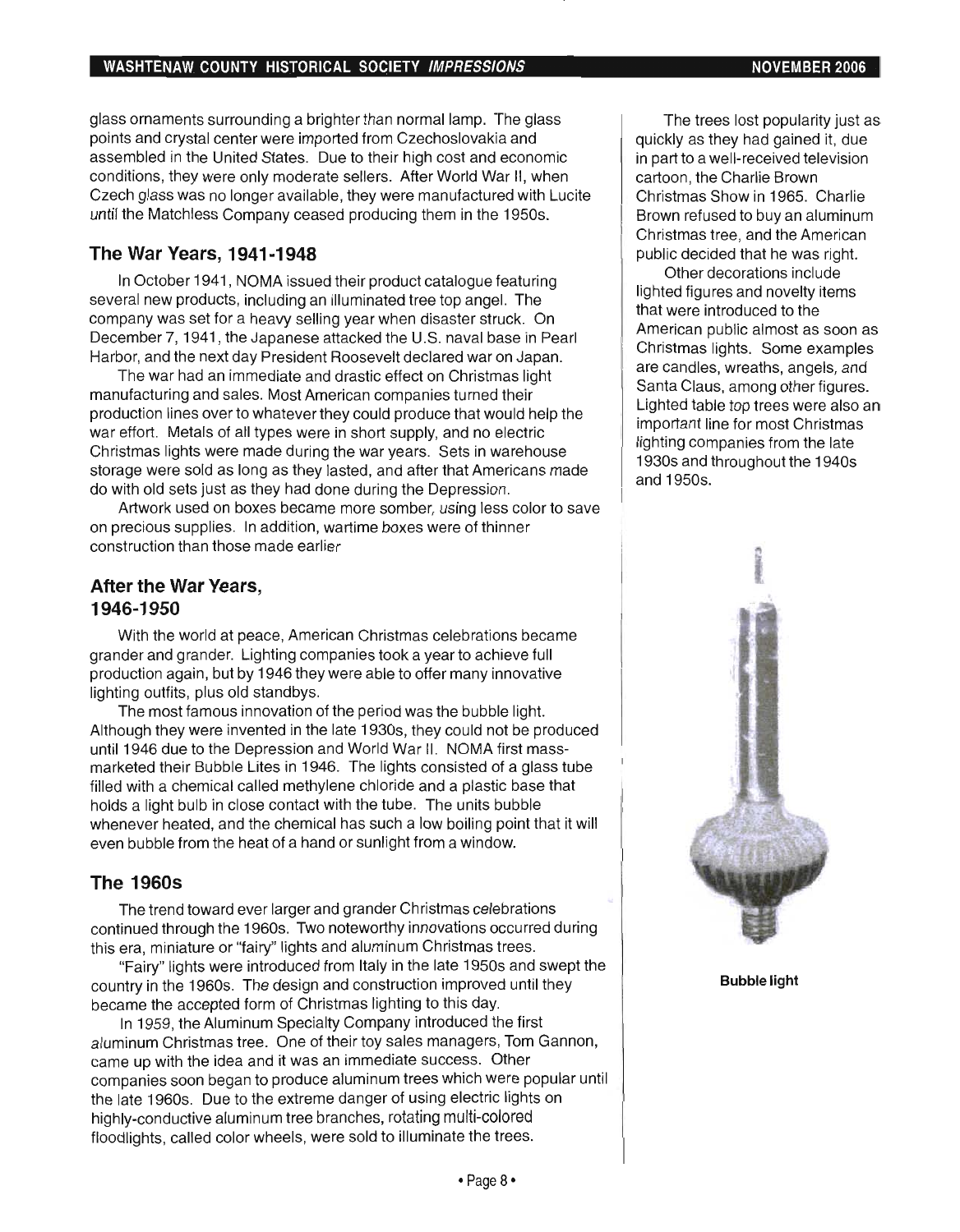glass ornaments surrounding a brighter than normal lamp. The glass points and crystal center were imported from Czechoslovakia and assembled in the United States. Due to their high cost and economic conditions, they were only moderate sellers. After World War II, when Czech glass was no longer available, they were manufactured with Lucite until the Matchless Company ceased producing them in the 1950s.

## The War Years, 1941-1948

In October 1941, NOMA issued their product catalogue featuring several new products, including an illuminated tree top angel. The company was set for a heavy selling year when disaster struck. On December 7, 1941, the Japanese attacked the U.S. naval base in Pearl Harbor, and the next day President Roosevelt declared war on Japan.

The war had an immediate and drastic effect on Christmas light manufacturing and sales. Most American companies turned their production lines over to whatever they could produce that would help the war effort. Metals of all types were in short supply, and no electric Christmas lights were made during the war years. Sets in warehouse storage were sold as long as they lasted, and after that Americans made do with old sets just as they had done during the Depression.

Artwork used on boxes became more somber, using less color to save on precious supplies. In addition, wartime boxes were of thinner construction than those made earlier

## After the War Years, 1946-1950

With the world at peace, American Christmas celebrations became grander and grander. Lighting companies took a year to achieve full production again, but by 1946 they were able to offer many innovative lighting outfits, plus old standbys.

The most famous innovation of the period was the bubble light. Although they were invented in the late 1930s, they could not be produced until 1946 due to the Depression and World War II. NOMA first mass-marketed their Bubble Lites in 1946. The lights consisted of a glass tube filled with a chemical called methylene chloride and a plastic base that holds a light bulb in close contact with the tube. The units bubble whenever heated, and the chemical has such a low boiling point that it will even bubble from the heat of a hand or sunlight from a window.

## The 1960s

The trend toward ever larger and grander Christmas celebrations continued through the 1960s. Two noteworthy innovations occurred during this era, miniature or "fairy" lights and aluminum Christmas trees.

"Fairy" lights were introduced from Italy in the late 1950s and swept the country in the 1960s. The design and construction improved until they became the accepted form of Christmas lighting to this day.

In 1959, the Aluminum Specialty Company introduced the first aluminum Christmas tree. One of their toy sales managers, Tom Gannon, came up with the idea and it was an immediate success. Other companies soon began to produce aluminum trees which were popular until the late 1960s. Due to the extreme danger of using electric lights on highly-conductive aluminum tree branches, rotating multi-colored floodlights, called color wheels, were sold to illuminate the trees.

The trees lost popularity just as quickly as they had gained it, due in part to a well-received television cartoon, the Charlie Brown Christmas Show in 1965. Charlie Brown refused to buy an aluminum Christmas tree, and the American public decided that he was right.

Other decorations include lighted figures and novelty items that were introduced to the American public almost as soon as Christmas lights. Some examples are candles, wreaths, angels, and Santa Claus, among other figures. Lighted table top trees were also an important line for most Christmas lighting companies from the late 1930s and throughout the 1940s and 1950s.

**Bubble light**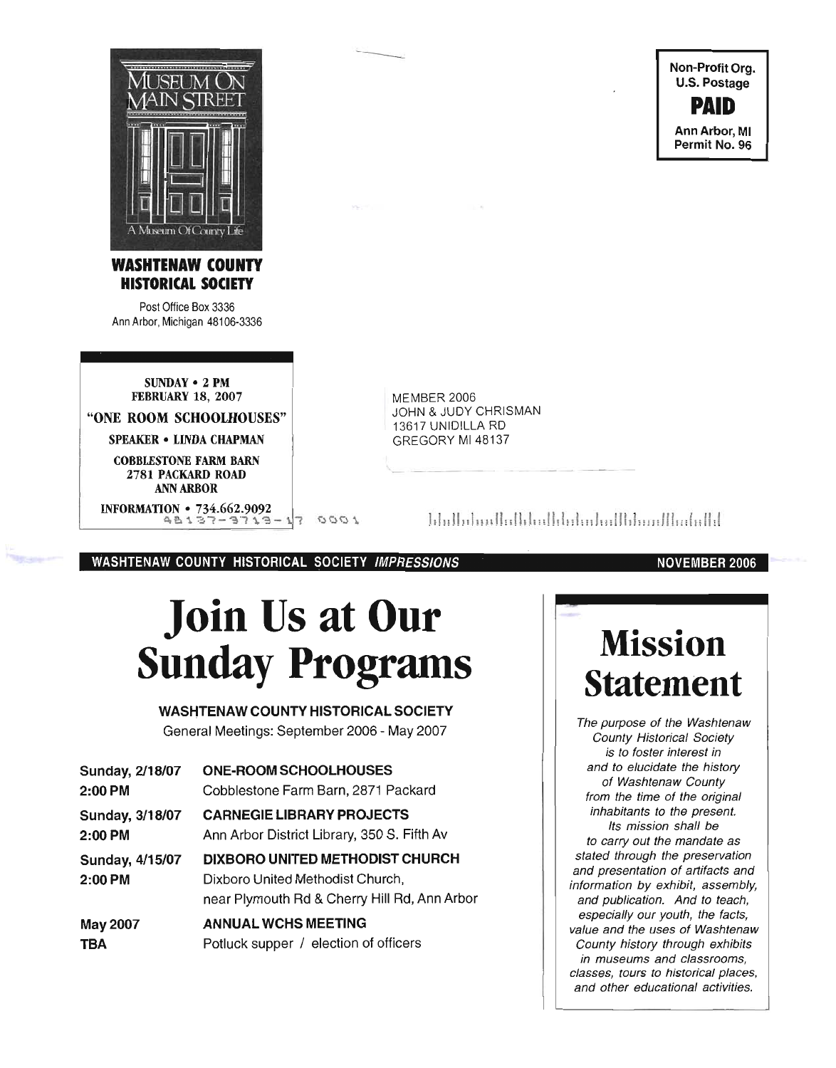MUSEUM ON MAIN STREET

A Museum Of County Life

**WASHTENAW COUNTY HISTORICAL SOCIETY**

Post Office Box 3336
Ann Arbor, Michigan 48106-3336

Non-Profit Org.
U.S. Postage
**PAID**
Ann Arbor, MI
Permit No. 96

**SUNDAY • 2 PM**
**FEBRUARY 18, 2007**
**"ONE ROOM SCHOOLHOUSES"**
**SPEAKER • LINDA CHAPMAN**
**COBBLESTONE FARM BARN**
**2781 PACKARD ROAD**
**ANN ARBOR**
**INFORMATION • 734.662.9092**

48137-3713-17 0001

MEMBER 2006
JOHN & JUDY CHRISMAN
13617 UNIDILLA RD
GREGORY MI 48137

**WASHTENAW COUNTY HISTORICAL SOCIETY *IMPRESSIONS*** — **NOVEMBER 2006**

# Join Us at Our Sunday Programs

**WASHTENAW COUNTY HISTORICAL SOCIETY**
General Meetings: September 2006 - May 2007

| | |
|---|---|
| **Sunday, 2/18/07** **2:00 PM** | **ONE-ROOM SCHOOLHOUSES** Cobblestone Farm Barn, 2871 Packard |
| **Sunday, 3/18/07** **2:00 PM** | **CARNEGIE LIBRARY PROJECTS** Ann Arbor District Library, 350 S. Fifth Av |
| **Sunday, 4/15/07** **2:00 PM** | **DIXBORO UNITED METHODIST CHURCH** Dixboro United Methodist Church, near Plymouth Rd & Cherry Hill Rd, Ann Arbor |
| **May 2007** **TBA** | **ANNUAL WCHS MEETING** Potluck supper / election of officers |

# Mission Statement

*The purpose of the Washtenaw County Historical Society is to foster interest in and to elucidate the history of Washtenaw County from the time of the original inhabitants to the present. Its mission shall be to carry out the mandate as stated through the preservation and presentation of artifacts and information by exhibit, assembly, and publication. And to teach, especially our youth, the facts, value and the uses of Washtenaw County history through exhibits in museums and classrooms, classes, tours to historical places, and other educational activities.*